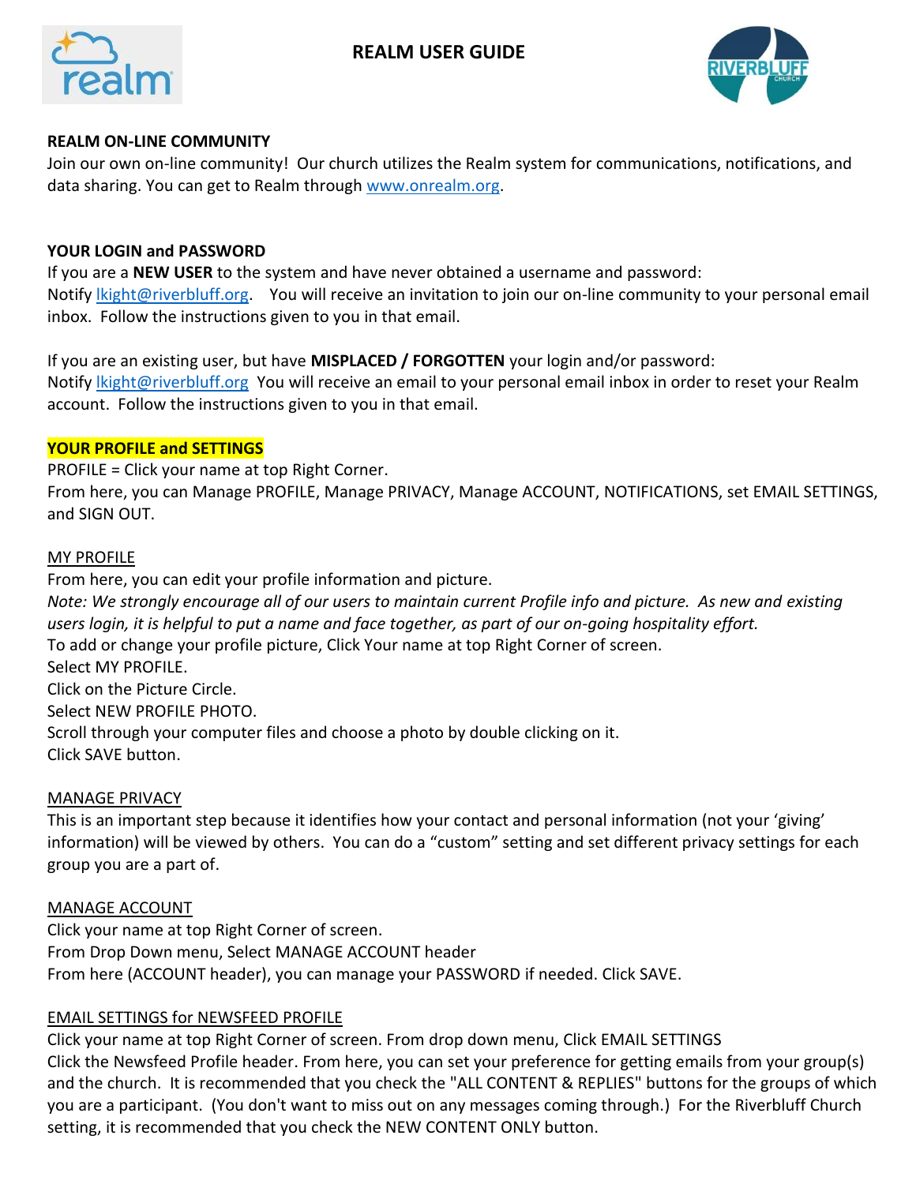# REALM USER GUIDE

## REALM ON-LINE COMMUNITY

Join our own on-line community! Our church utilizes the Realm system for communications, notifications, and data sharing. You can get to Realm through [www.onrealm.org](http://www.onrealm.org).

## YOUR LOGIN and PASSWORD

If you are a **NEW USER** to the system and have never obtained a username and password:
Notify [lkight@riverbluff.org](mailto:lkight@riverbluff.org). You will receive an invitation to join our on-line community to your personal email inbox. Follow the instructions given to you in that email.

If you are an existing user, but have **MISPLACED / FORGOTTEN** your login and/or password:
Notify [lkight@riverbluff.org](mailto:lkight@riverbluff.org) You will receive an email to your personal email inbox in order to reset your Realm account. Follow the instructions given to you in that email.

## YOUR PROFILE and SETTINGS

PROFILE = Click your name at top Right Corner.
From here, you can Manage PROFILE, Manage PRIVACY, Manage ACCOUNT, NOTIFICATIONS, set EMAIL SETTINGS, and SIGN OUT.

### MY PROFILE

From here, you can edit your profile information and picture.
*Note: We strongly encourage all of our users to maintain current Profile info and picture. As new and existing users login, it is helpful to put a name and face together, as part of our on-going hospitality effort.*
To add or change your profile picture, Click Your name at top Right Corner of screen.
Select MY PROFILE.
Click on the Picture Circle.
Select NEW PROFILE PHOTO.
Scroll through your computer files and choose a photo by double clicking on it.
Click SAVE button.

### MANAGE PRIVACY

This is an important step because it identifies how your contact and personal information (not your 'giving' information) will be viewed by others. You can do a "custom" setting and set different privacy settings for each group you are a part of.

### MANAGE ACCOUNT

Click your name at top Right Corner of screen.
From Drop Down menu, Select MANAGE ACCOUNT header
From here (ACCOUNT header), you can manage your PASSWORD if needed. Click SAVE.

### EMAIL SETTINGS for NEWSFEED PROFILE

Click your name at top Right Corner of screen. From drop down menu, Click EMAIL SETTINGS
Click the Newsfeed Profile header. From here, you can set your preference for getting emails from your group(s) and the church. It is recommended that you check the "ALL CONTENT & REPLIES" buttons for the groups of which you are a participant. (You don't want to miss out on any messages coming through.) For the Riverbluff Church setting, it is recommended that you check the NEW CONTENT ONLY button.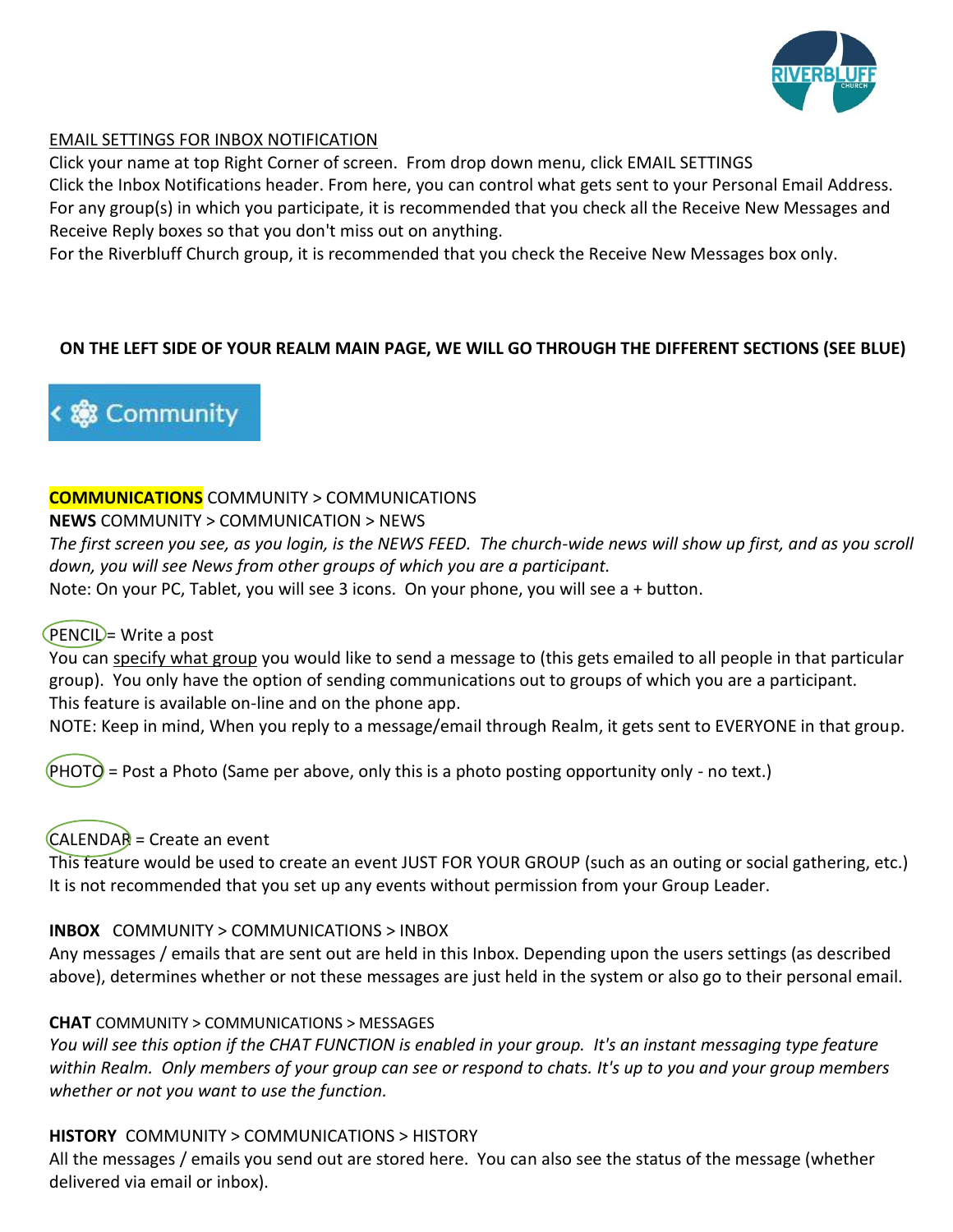EMAIL SETTINGS FOR INBOX NOTIFICATION

Click your name at top Right Corner of screen. From drop down menu, click EMAIL SETTINGS

Click the Inbox Notifications header. From here, you can control what gets sent to your Personal Email Address. For any group(s) in which you participate, it is recommended that you check all the Receive New Messages and Receive Reply boxes so that you don't miss out on anything.

For the Riverbluff Church group, it is recommended that you check the Receive New Messages box only.

**ON THE LEFT SIDE OF YOUR REALM MAIN PAGE, WE WILL GO THROUGH THE DIFFERENT SECTIONS (SEE BLUE)**

< Community

**COMMUNICATIONS** COMMUNITY > COMMUNICATIONS

**NEWS** COMMUNITY > COMMUNICATION > NEWS

*The first screen you see, as you login, is the NEWS FEED. The church-wide news will show up first, and as you scroll down, you will see News from other groups of which you are a participant.*

Note: On your PC, Tablet, you will see 3 icons. On your phone, you will see a + button.

PENCIL = Write a post

You can specify what group you would like to send a message to (this gets emailed to all people in that particular group). You only have the option of sending communications out to groups of which you are a participant.

This feature is available on-line and on the phone app.

NOTE: Keep in mind, When you reply to a message/email through Realm, it gets sent to EVERYONE in that group.

PHOTO = Post a Photo (Same per above, only this is a photo posting opportunity only - no text.)

CALENDAR = Create an event

This feature would be used to create an event JUST FOR YOUR GROUP (such as an outing or social gathering, etc.) It is not recommended that you set up any events without permission from your Group Leader.

**INBOX** COMMUNITY > COMMUNICATIONS > INBOX

Any messages / emails that are sent out are held in this Inbox. Depending upon the users settings (as described above), determines whether or not these messages are just held in the system or also go to their personal email.

**CHAT** COMMUNITY > COMMUNICATIONS > MESSAGES

*You will see this option if the CHAT FUNCTION is enabled in your group. It's an instant messaging type feature within Realm. Only members of your group can see or respond to chats. It's up to you and your group members whether or not you want to use the function.*

**HISTORY** COMMUNITY > COMMUNICATIONS > HISTORY

All the messages / emails you send out are stored here. You can also see the status of the message (whether delivered via email or inbox).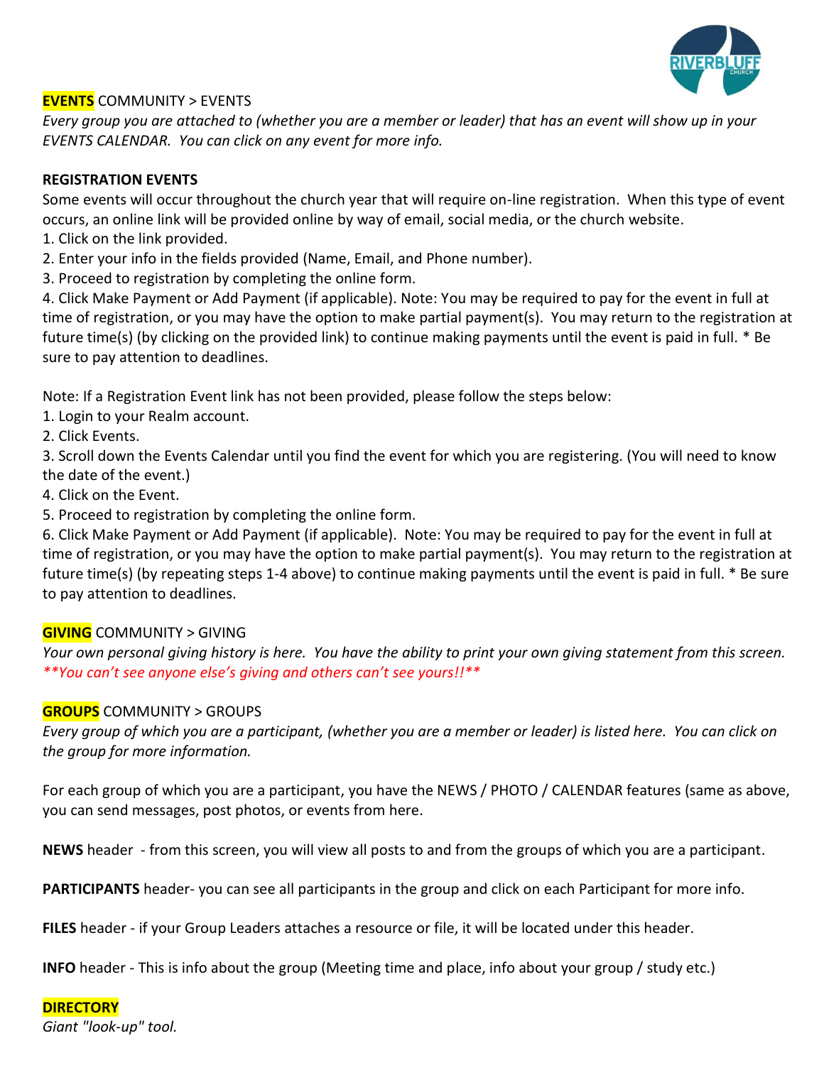**EVENTS** COMMUNITY > EVENTS

*Every group you are attached to (whether you are a member or leader) that has an event will show up in your EVENTS CALENDAR. You can click on any event for more info.*

**REGISTRATION EVENTS**

Some events will occur throughout the church year that will require on-line registration. When this type of event occurs, an online link will be provided online by way of email, social media, or the church website.

1. Click on the link provided.
2. Enter your info in the fields provided (Name, Email, and Phone number).
3. Proceed to registration by completing the online form.
4. Click Make Payment or Add Payment (if applicable). Note: You may be required to pay for the event in full at time of registration, or you may have the option to make partial payment(s). You may return to the registration at future time(s) (by clicking on the provided link) to continue making payments until the event is paid in full. * Be sure to pay attention to deadlines.

Note: If a Registration Event link has not been provided, please follow the steps below:

1. Login to your Realm account.
2. Click Events.
3. Scroll down the Events Calendar until you find the event for which you are registering. (You will need to know the date of the event.)
4. Click on the Event.
5. Proceed to registration by completing the online form.
6. Click Make Payment or Add Payment (if applicable). Note: You may be required to pay for the event in full at time of registration, or you may have the option to make partial payment(s). You may return to the registration at future time(s) (by repeating steps 1-4 above) to continue making payments until the event is paid in full. * Be sure to pay attention to deadlines.

**GIVING** COMMUNITY > GIVING

*Your own personal giving history is here. You have the ability to print your own giving statement from this screen.* ***You can't see anyone else's giving and others can't see yours!!***

**GROUPS** COMMUNITY > GROUPS

*Every group of which you are a participant, (whether you are a member or leader) is listed here. You can click on the group for more information.*

For each group of which you are a participant, you have the NEWS / PHOTO / CALENDAR features (same as above, you can send messages, post photos, or events from here.

**NEWS** header - from this screen, you will view all posts to and from the groups of which you are a participant.

**PARTICIPANTS** header- you can see all participants in the group and click on each Participant for more info.

**FILES** header - if your Group Leaders attaches a resource or file, it will be located under this header.

**INFO** header - This is info about the group (Meeting time and place, info about your group / study etc.)

**DIRECTORY**

*Giant "look-up" tool.*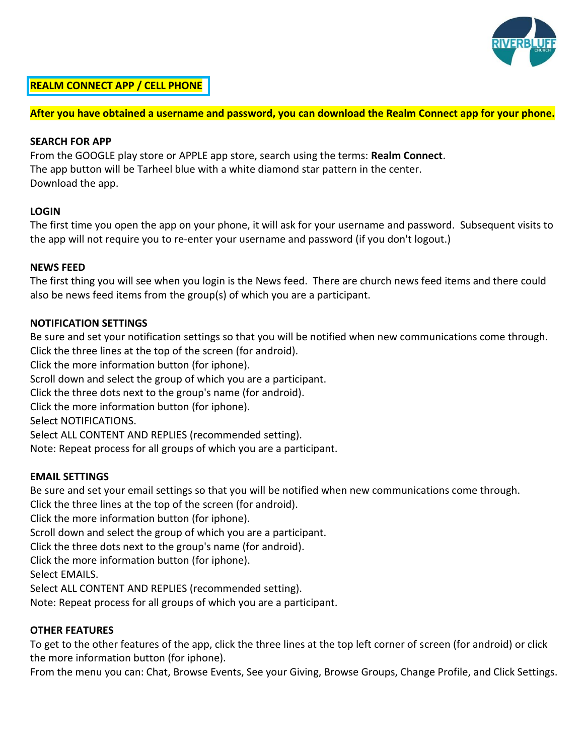## REALM CONNECT APP / CELL PHONE

**After you have obtained a username and password, you can download the Realm Connect app for your phone.**

**SEARCH FOR APP**

From the GOOGLE play store or APPLE app store, search using the terms: **Realm Connect**.
The app button will be Tarheel blue with a white diamond star pattern in the center.
Download the app.

**LOGIN**

The first time you open the app on your phone, it will ask for your username and password. Subsequent visits to the app will not require you to re-enter your username and password (if you don't logout.)

**NEWS FEED**

The first thing you will see when you login is the News feed. There are church news feed items and there could also be news feed items from the group(s) of which you are a participant.

**NOTIFICATION SETTINGS**

Be sure and set your notification settings so that you will be notified when new communications come through.
Click the three lines at the top of the screen (for android).
Click the more information button (for iphone).
Scroll down and select the group of which you are a participant.
Click the three dots next to the group's name (for android).
Click the more information button (for iphone).
Select NOTIFICATIONS.
Select ALL CONTENT AND REPLIES (recommended setting).
Note: Repeat process for all groups of which you are a participant.

**EMAIL SETTINGS**

Be sure and set your email settings so that you will be notified when new communications come through.
Click the three lines at the top of the screen (for android).
Click the more information button (for iphone).
Scroll down and select the group of which you are a participant.
Click the three dots next to the group's name (for android).
Click the more information button (for iphone).
Select EMAILS.
Select ALL CONTENT AND REPLIES (recommended setting).
Note: Repeat process for all groups of which you are a participant.

**OTHER FEATURES**

To get to the other features of the app, click the three lines at the top left corner of screen (for android) or click the more information button (for iphone).
From the menu you can: Chat, Browse Events, See your Giving, Browse Groups, Change Profile, and Click Settings.